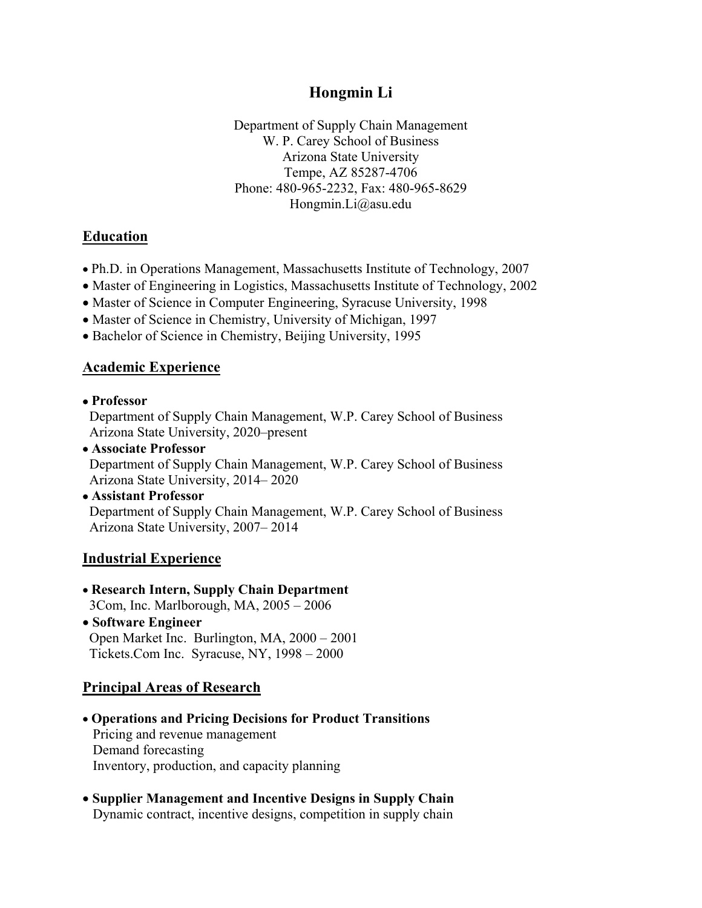# Hongmin Li

Department of Supply Chain Management
W. P. Carey School of Business
Arizona State University
Tempe, AZ 85287-4706
Phone: 480-965-2232, Fax: 480-965-8629
Hongmin.Li@asu.edu

## Education

- Ph.D. in Operations Management, Massachusetts Institute of Technology, 2007
- Master of Engineering in Logistics, Massachusetts Institute of Technology, 2002
- Master of Science in Computer Engineering, Syracuse University, 1998
- Master of Science in Chemistry, University of Michigan, 1997
- Bachelor of Science in Chemistry, Beijing University, 1995

## Academic Experience

- **Professor**
  Department of Supply Chain Management, W.P. Carey School of Business
  Arizona State University, 2020–present
- **Associate Professor**
  Department of Supply Chain Management, W.P. Carey School of Business
  Arizona State University, 2014– 2020
- **Assistant Professor**
  Department of Supply Chain Management, W.P. Carey School of Business
  Arizona State University, 2007– 2014

## Industrial Experience

- **Research Intern, Supply Chain Department**
  3Com, Inc. Marlborough, MA, 2005 – 2006
- **Software Engineer**
  Open Market Inc. Burlington, MA, 2000 – 2001
  Tickets.Com Inc. Syracuse, NY, 1998 – 2000

## Principal Areas of Research

- **Operations and Pricing Decisions for Product Transitions**
  Pricing and revenue management
  Demand forecasting
  Inventory, production, and capacity planning

- **Supplier Management and Incentive Designs in Supply Chain**
  Dynamic contract, incentive designs, competition in supply chain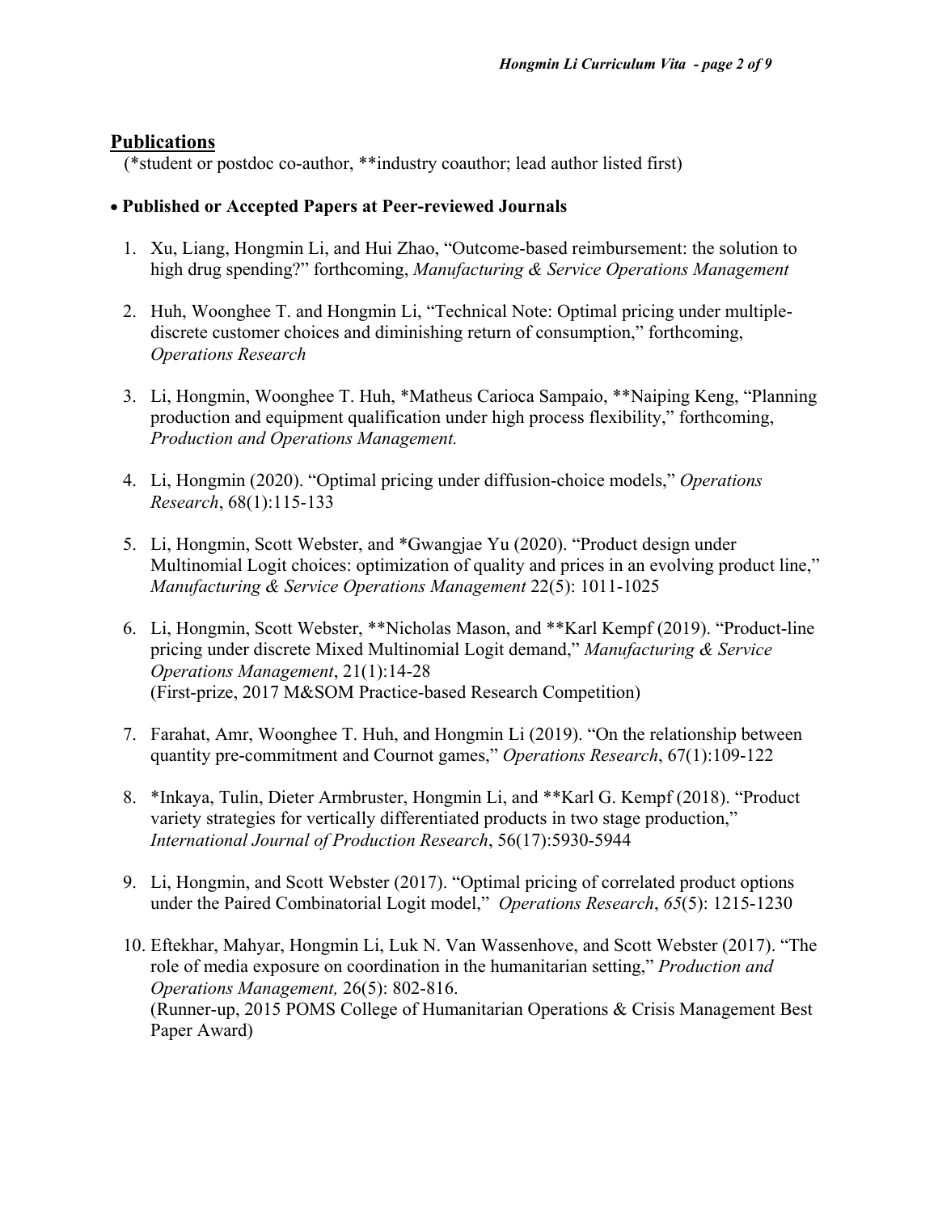## Publications

(*student or postdoc co-author, **industry coauthor; lead author listed first)

- **Published or Accepted Papers at Peer-reviewed Journals**

1. Xu, Liang, Hongmin Li, and Hui Zhao, "Outcome-based reimbursement: the solution to high drug spending?" forthcoming, *Manufacturing & Service Operations Management*

2. Huh, Woonghee T. and Hongmin Li, "Technical Note: Optimal pricing under multiple-discrete customer choices and diminishing return of consumption," forthcoming, *Operations Research*

3. Li, Hongmin, Woonghee T. Huh, *Matheus Carioca Sampaio, **Naiping Keng, "Planning production and equipment qualification under high process flexibility," forthcoming, *Production and Operations Management.*

4. Li, Hongmin (2020). "Optimal pricing under diffusion-choice models," *Operations Research*, 68(1):115-133

5. Li, Hongmin, Scott Webster, and *Gwangjae Yu (2020). "Product design under Multinomial Logit choices: optimization of quality and prices in an evolving product line," *Manufacturing & Service Operations Management* 22(5): 1011-1025

6. Li, Hongmin, Scott Webster, **Nicholas Mason, and **Karl Kempf (2019). "Product-line pricing under discrete Mixed Multinomial Logit demand," *Manufacturing & Service Operations Management*, 21(1):14-28
   (First-prize, 2017 M&SOM Practice-based Research Competition)

7. Farahat, Amr, Woonghee T. Huh, and Hongmin Li (2019). "On the relationship between quantity pre-commitment and Cournot games," *Operations Research*, 67(1):109-122

8. *Inkaya, Tulin, Dieter Armbruster, Hongmin Li, and **Karl G. Kempf (2018). "Product variety strategies for vertically differentiated products in two stage production," *International Journal of Production Research*, 56(17):5930-5944

9. Li, Hongmin, and Scott Webster (2017). "Optimal pricing of correlated product options under the Paired Combinatorial Logit model," *Operations Research*, *65*(5): 1215-1230

10. Eftekhar, Mahyar, Hongmin Li, Luk N. Van Wassenhove, and Scott Webster (2017). "The role of media exposure on coordination in the humanitarian setting," *Production and Operations Management,* 26(5): 802-816.
    (Runner-up, 2015 POMS College of Humanitarian Operations & Crisis Management Best Paper Award)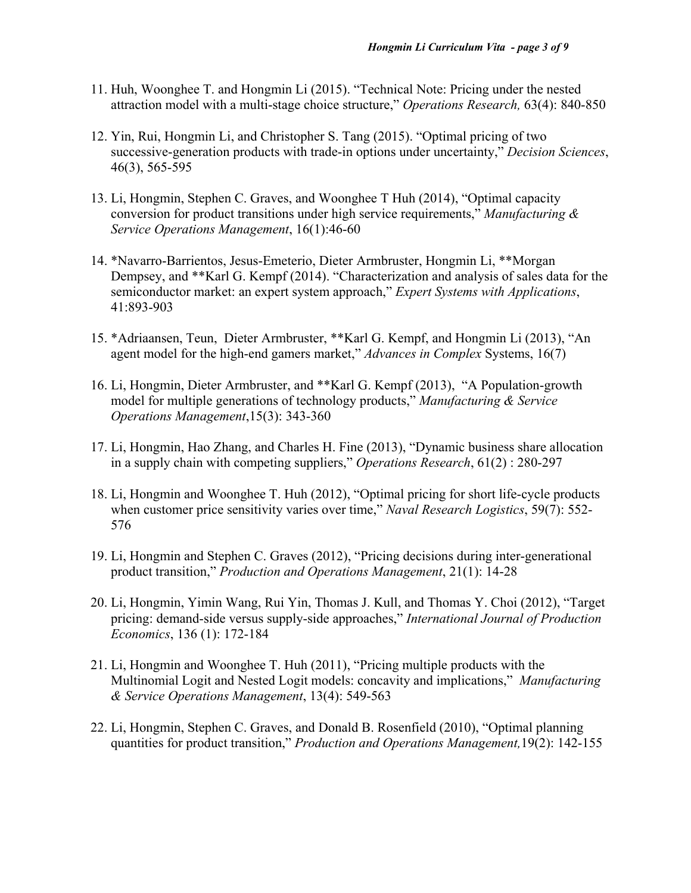11. Huh, Woonghee T. and Hongmin Li (2015). "Technical Note: Pricing under the nested attraction model with a multi-stage choice structure," *Operations Research,* 63(4): 840-850

12. Yin, Rui, Hongmin Li, and Christopher S. Tang (2015). "Optimal pricing of two successive-generation products with trade-in options under uncertainty," *Decision Sciences*, 46(3), 565-595

13. Li, Hongmin, Stephen C. Graves, and Woonghee T Huh (2014), "Optimal capacity conversion for product transitions under high service requirements," *Manufacturing & Service Operations Management*, 16(1):46-60

14. *Navarro-Barrientos, Jesus-Emeterio, Dieter Armbruster, Hongmin Li, **Morgan Dempsey, and **Karl G. Kempf (2014). "Characterization and analysis of sales data for the semiconductor market: an expert system approach," *Expert Systems with Applications*, 41:893-903

15. *Adriaansen, Teun, Dieter Armbruster, **Karl G. Kempf, and Hongmin Li (2013), "An agent model for the high-end gamers market," *Advances in Complex* Systems, 16(7)

16. Li, Hongmin, Dieter Armbruster, and **Karl G. Kempf (2013), "A Population-growth model for multiple generations of technology products," *Manufacturing & Service Operations Management*,15(3): 343-360

17. Li, Hongmin, Hao Zhang, and Charles H. Fine (2013), "Dynamic business share allocation in a supply chain with competing suppliers," *Operations Research*, 61(2) : 280-297

18. Li, Hongmin and Woonghee T. Huh (2012), "Optimal pricing for short life-cycle products when customer price sensitivity varies over time," *Naval Research Logistics*, 59(7): 552-576

19. Li, Hongmin and Stephen C. Graves (2012), "Pricing decisions during inter-generational product transition," *Production and Operations Management*, 21(1): 14-28

20. Li, Hongmin, Yimin Wang, Rui Yin, Thomas J. Kull, and Thomas Y. Choi (2012), "Target pricing: demand-side versus supply-side approaches," *International Journal of Production Economics*, 136 (1): 172-184

21. Li, Hongmin and Woonghee T. Huh (2011), "Pricing multiple products with the Multinomial Logit and Nested Logit models: concavity and implications," *Manufacturing & Service Operations Management*, 13(4): 549-563

22. Li, Hongmin, Stephen C. Graves, and Donald B. Rosenfield (2010), "Optimal planning quantities for product transition," *Production and Operations Management,*19(2): 142-155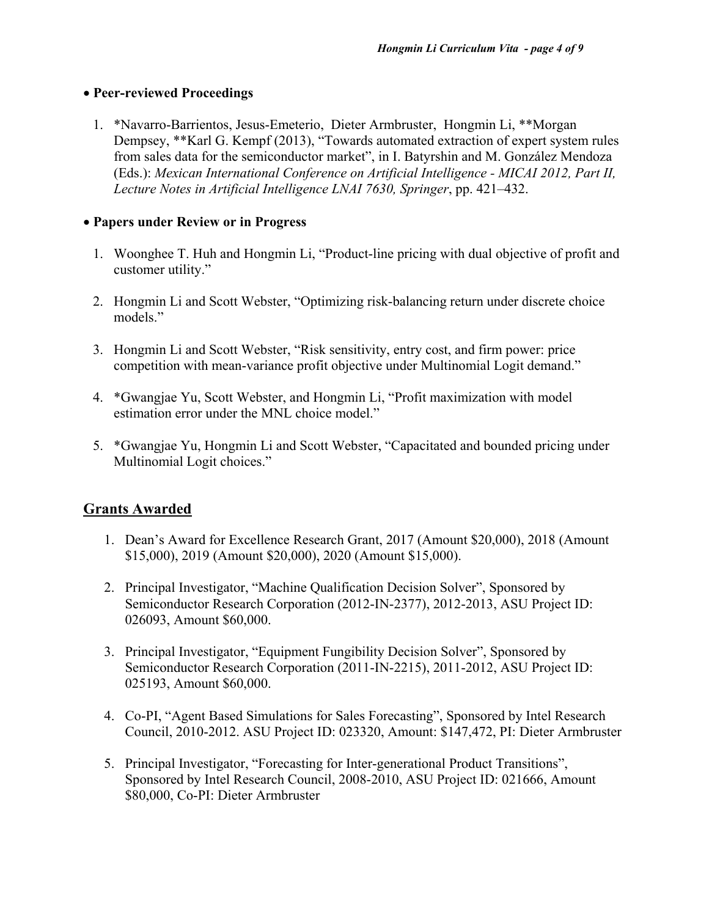- **Peer-reviewed Proceedings**

  1. *Navarro-Barrientos, Jesus-Emeterio, Dieter Armbruster, Hongmin Li, **Morgan Dempsey, **Karl G. Kempf (2013), "Towards automated extraction of expert system rules from sales data for the semiconductor market", in I. Batyrshin and M. González Mendoza (Eds.): *Mexican International Conference on Artificial Intelligence - MICAI 2012, Part II, Lecture Notes in Artificial Intelligence LNAI 7630, Springer*, pp. 421–432.

- **Papers under Review or in Progress**

  1. Woonghee T. Huh and Hongmin Li, "Product-line pricing with dual objective of profit and customer utility."
  2. Hongmin Li and Scott Webster, "Optimizing risk-balancing return under discrete choice models."
  3. Hongmin Li and Scott Webster, "Risk sensitivity, entry cost, and firm power: price competition with mean-variance profit objective under Multinomial Logit demand."
  4. *Gwangjae Yu, Scott Webster, and Hongmin Li, "Profit maximization with model estimation error under the MNL choice model."
  5. *Gwangjae Yu, Hongmin Li and Scott Webster, "Capacitated and bounded pricing under Multinomial Logit choices."

## Grants Awarded

1. Dean's Award for Excellence Research Grant, 2017 (Amount $20,000), 2018 (Amount $15,000), 2019 (Amount $20,000), 2020 (Amount $15,000).
2. Principal Investigator, "Machine Qualification Decision Solver", Sponsored by Semiconductor Research Corporation (2012-IN-2377), 2012-2013, ASU Project ID: 026093, Amount $60,000.
3. Principal Investigator, "Equipment Fungibility Decision Solver", Sponsored by Semiconductor Research Corporation (2011-IN-2215), 2011-2012, ASU Project ID: 025193, Amount $60,000.
4. Co-PI, "Agent Based Simulations for Sales Forecasting", Sponsored by Intel Research Council, 2010-2012. ASU Project ID: 023320, Amount: $147,472, PI: Dieter Armbruster
5. Principal Investigator, "Forecasting for Inter-generational Product Transitions", Sponsored by Intel Research Council, 2008-2010, ASU Project ID: 021666, Amount $80,000, Co-PI: Dieter Armbruster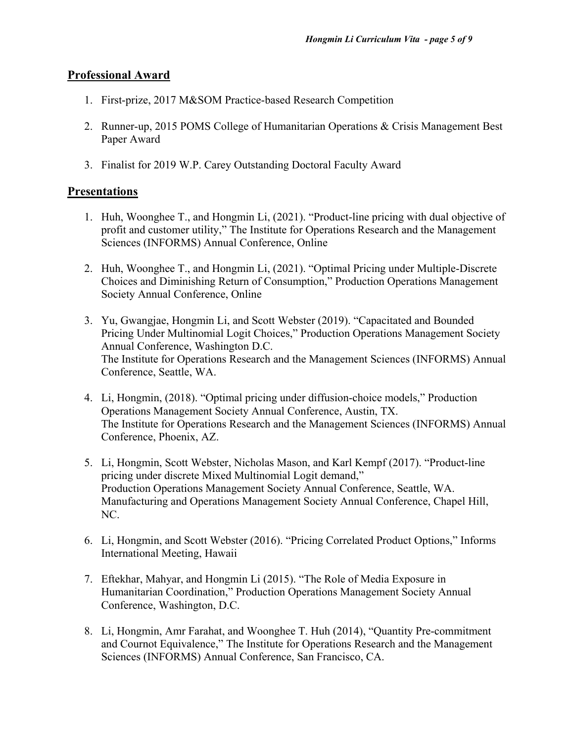## Professional Award

1. First-prize, 2017 M&SOM Practice-based Research Competition

2. Runner-up, 2015 POMS College of Humanitarian Operations & Crisis Management Best Paper Award

3. Finalist for 2019 W.P. Carey Outstanding Doctoral Faculty Award

## Presentations

1. Huh, Woonghee T., and Hongmin Li, (2021). "Product-line pricing with dual objective of profit and customer utility," The Institute for Operations Research and the Management Sciences (INFORMS) Annual Conference, Online

2. Huh, Woonghee T., and Hongmin Li, (2021). "Optimal Pricing under Multiple-Discrete Choices and Diminishing Return of Consumption," Production Operations Management Society Annual Conference, Online

3. Yu, Gwangjae, Hongmin Li, and Scott Webster (2019). "Capacitated and Bounded Pricing Under Multinomial Logit Choices," Production Operations Management Society Annual Conference, Washington D.C.
   The Institute for Operations Research and the Management Sciences (INFORMS) Annual Conference, Seattle, WA.

4. Li, Hongmin, (2018). "Optimal pricing under diffusion-choice models," Production Operations Management Society Annual Conference, Austin, TX.
   The Institute for Operations Research and the Management Sciences (INFORMS) Annual Conference, Phoenix, AZ.

5. Li, Hongmin, Scott Webster, Nicholas Mason, and Karl Kempf (2017). "Product-line pricing under discrete Mixed Multinomial Logit demand,"
   Production Operations Management Society Annual Conference, Seattle, WA.
   Manufacturing and Operations Management Society Annual Conference, Chapel Hill, NC.

6. Li, Hongmin, and Scott Webster (2016). "Pricing Correlated Product Options," Informs International Meeting, Hawaii

7. Eftekhar, Mahyar, and Hongmin Li (2015). "The Role of Media Exposure in Humanitarian Coordination," Production Operations Management Society Annual Conference, Washington, D.C.

8. Li, Hongmin, Amr Farahat, and Woonghee T. Huh (2014), "Quantity Pre-commitment and Cournot Equivalence," The Institute for Operations Research and the Management Sciences (INFORMS) Annual Conference, San Francisco, CA.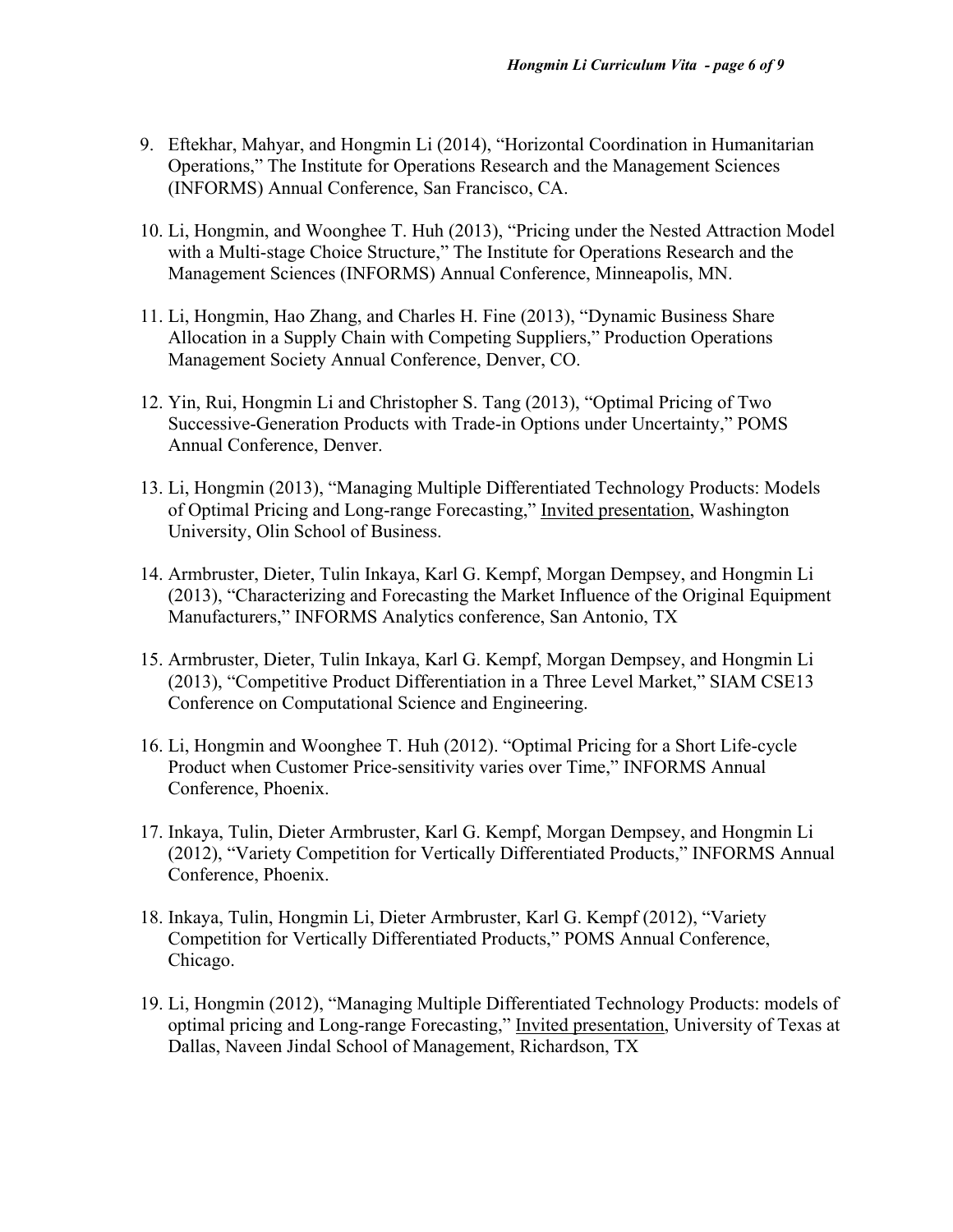9. Eftekhar, Mahyar, and Hongmin Li (2014), "Horizontal Coordination in Humanitarian Operations," The Institute for Operations Research and the Management Sciences (INFORMS) Annual Conference, San Francisco, CA.

10. Li, Hongmin, and Woonghee T. Huh (2013), "Pricing under the Nested Attraction Model with a Multi-stage Choice Structure," The Institute for Operations Research and the Management Sciences (INFORMS) Annual Conference, Minneapolis, MN.

11. Li, Hongmin, Hao Zhang, and Charles H. Fine (2013), "Dynamic Business Share Allocation in a Supply Chain with Competing Suppliers," Production Operations Management Society Annual Conference, Denver, CO.

12. Yin, Rui, Hongmin Li and Christopher S. Tang (2013), "Optimal Pricing of Two Successive-Generation Products with Trade-in Options under Uncertainty," POMS Annual Conference, Denver.

13. Li, Hongmin (2013), "Managing Multiple Differentiated Technology Products: Models of Optimal Pricing and Long-range Forecasting," Invited presentation, Washington University, Olin School of Business.

14. Armbruster, Dieter, Tulin Inkaya, Karl G. Kempf, Morgan Dempsey, and Hongmin Li (2013), "Characterizing and Forecasting the Market Influence of the Original Equipment Manufacturers," INFORMS Analytics conference, San Antonio, TX

15. Armbruster, Dieter, Tulin Inkaya, Karl G. Kempf, Morgan Dempsey, and Hongmin Li (2013), "Competitive Product Differentiation in a Three Level Market," SIAM CSE13 Conference on Computational Science and Engineering.

16. Li, Hongmin and Woonghee T. Huh (2012). "Optimal Pricing for a Short Life-cycle Product when Customer Price-sensitivity varies over Time," INFORMS Annual Conference, Phoenix.

17. Inkaya, Tulin, Dieter Armbruster, Karl G. Kempf, Morgan Dempsey, and Hongmin Li (2012), "Variety Competition for Vertically Differentiated Products," INFORMS Annual Conference, Phoenix.

18. Inkaya, Tulin, Hongmin Li, Dieter Armbruster, Karl G. Kempf (2012), "Variety Competition for Vertically Differentiated Products," POMS Annual Conference, Chicago.

19. Li, Hongmin (2012), "Managing Multiple Differentiated Technology Products: models of optimal pricing and Long-range Forecasting," Invited presentation, University of Texas at Dallas, Naveen Jindal School of Management, Richardson, TX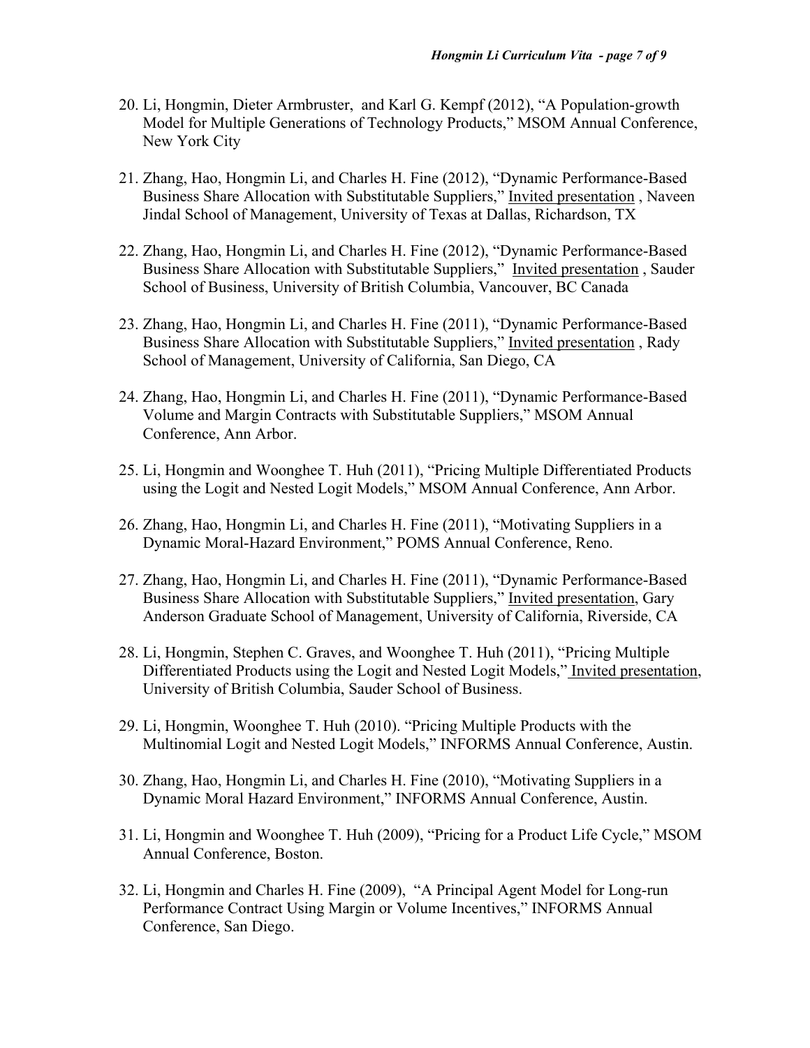20. Li, Hongmin, Dieter Armbruster, and Karl G. Kempf (2012), "A Population-growth Model for Multiple Generations of Technology Products," MSOM Annual Conference, New York City

21. Zhang, Hao, Hongmin Li, and Charles H. Fine (2012), "Dynamic Performance-Based Business Share Allocation with Substitutable Suppliers," Invited presentation , Naveen Jindal School of Management, University of Texas at Dallas, Richardson, TX

22. Zhang, Hao, Hongmin Li, and Charles H. Fine (2012), "Dynamic Performance-Based Business Share Allocation with Substitutable Suppliers," Invited presentation , Sauder School of Business, University of British Columbia, Vancouver, BC Canada

23. Zhang, Hao, Hongmin Li, and Charles H. Fine (2011), "Dynamic Performance-Based Business Share Allocation with Substitutable Suppliers," Invited presentation , Rady School of Management, University of California, San Diego, CA

24. Zhang, Hao, Hongmin Li, and Charles H. Fine (2011), "Dynamic Performance-Based Volume and Margin Contracts with Substitutable Suppliers," MSOM Annual Conference, Ann Arbor.

25. Li, Hongmin and Woonghee T. Huh (2011), "Pricing Multiple Differentiated Products using the Logit and Nested Logit Models," MSOM Annual Conference, Ann Arbor.

26. Zhang, Hao, Hongmin Li, and Charles H. Fine (2011), "Motivating Suppliers in a Dynamic Moral-Hazard Environment," POMS Annual Conference, Reno.

27. Zhang, Hao, Hongmin Li, and Charles H. Fine (2011), "Dynamic Performance-Based Business Share Allocation with Substitutable Suppliers," Invited presentation, Gary Anderson Graduate School of Management, University of California, Riverside, CA

28. Li, Hongmin, Stephen C. Graves, and Woonghee T. Huh (2011), "Pricing Multiple Differentiated Products using the Logit and Nested Logit Models," Invited presentation, University of British Columbia, Sauder School of Business.

29. Li, Hongmin, Woonghee T. Huh (2010). "Pricing Multiple Products with the Multinomial Logit and Nested Logit Models," INFORMS Annual Conference, Austin.

30. Zhang, Hao, Hongmin Li, and Charles H. Fine (2010), "Motivating Suppliers in a Dynamic Moral Hazard Environment," INFORMS Annual Conference, Austin.

31. Li, Hongmin and Woonghee T. Huh (2009), "Pricing for a Product Life Cycle," MSOM Annual Conference, Boston.

32. Li, Hongmin and Charles H. Fine (2009), "A Principal Agent Model for Long-run Performance Contract Using Margin or Volume Incentives," INFORMS Annual Conference, San Diego.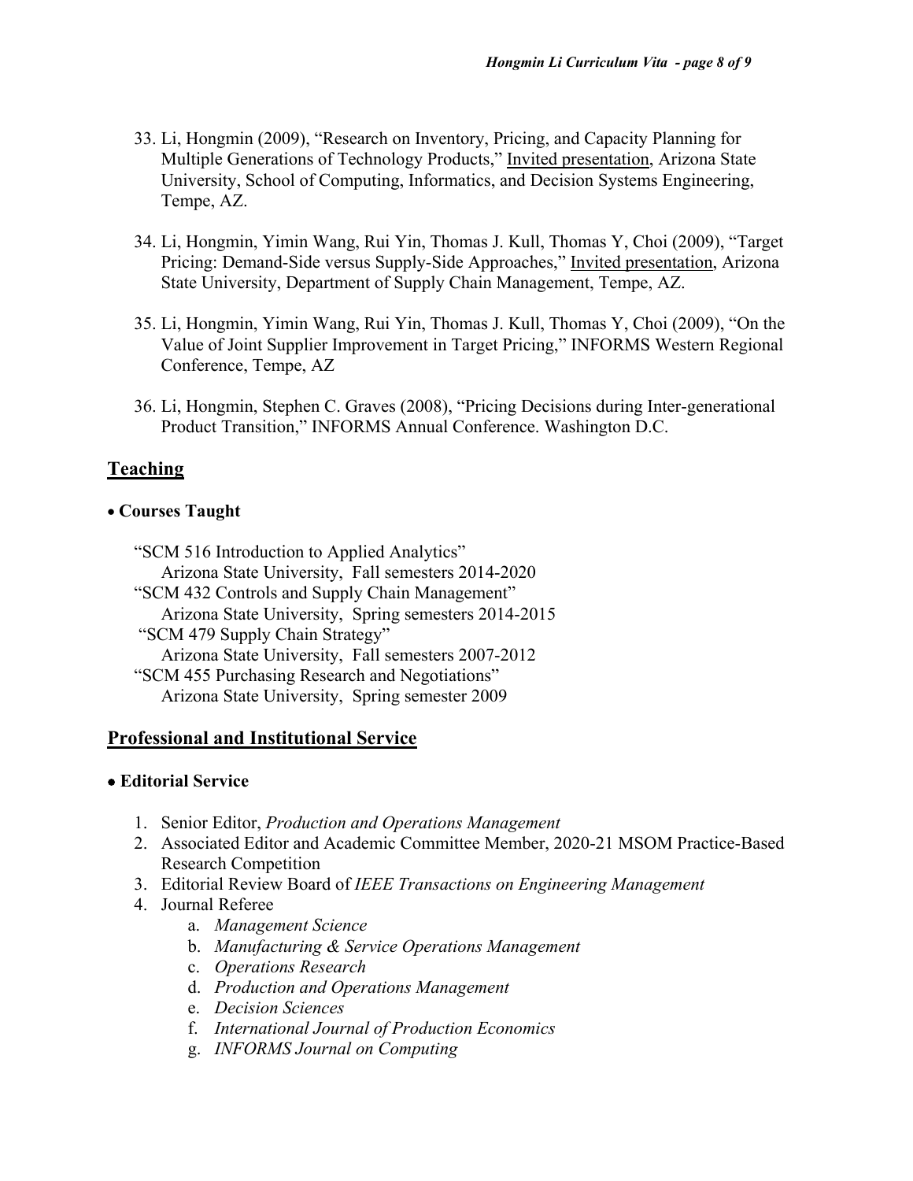33. Li, Hongmin (2009), "Research on Inventory, Pricing, and Capacity Planning for Multiple Generations of Technology Products," Invited presentation, Arizona State University, School of Computing, Informatics, and Decision Systems Engineering, Tempe, AZ.

34. Li, Hongmin, Yimin Wang, Rui Yin, Thomas J. Kull, Thomas Y, Choi (2009), "Target Pricing: Demand-Side versus Supply-Side Approaches," Invited presentation, Arizona State University, Department of Supply Chain Management, Tempe, AZ.

35. Li, Hongmin, Yimin Wang, Rui Yin, Thomas J. Kull, Thomas Y, Choi (2009), "On the Value of Joint Supplier Improvement in Target Pricing," INFORMS Western Regional Conference, Tempe, AZ

36. Li, Hongmin, Stephen C. Graves (2008), "Pricing Decisions during Inter-generational Product Transition," INFORMS Annual Conference. Washington D.C.

## Teaching

- **Courses Taught**

  "SCM 516 Introduction to Applied Analytics"
  Arizona State University, Fall semesters 2014-2020
  "SCM 432 Controls and Supply Chain Management"
  Arizona State University, Spring semesters 2014-2015
  "SCM 479 Supply Chain Strategy"
  Arizona State University, Fall semesters 2007-2012
  "SCM 455 Purchasing Research and Negotiations"
  Arizona State University, Spring semester 2009

## Professional and Institutional Service

- **Editorial Service**

1. Senior Editor, *Production and Operations Management*
2. Associated Editor and Academic Committee Member, 2020-21 MSOM Practice-Based Research Competition
3. Editorial Review Board of *IEEE Transactions on Engineering Management*
4. Journal Referee
   a. *Management Science*
   b. *Manufacturing & Service Operations Management*
   c. *Operations Research*
   d. *Production and Operations Management*
   e. *Decision Sciences*
   f. *International Journal of Production Economics*
   g. *INFORMS Journal on Computing*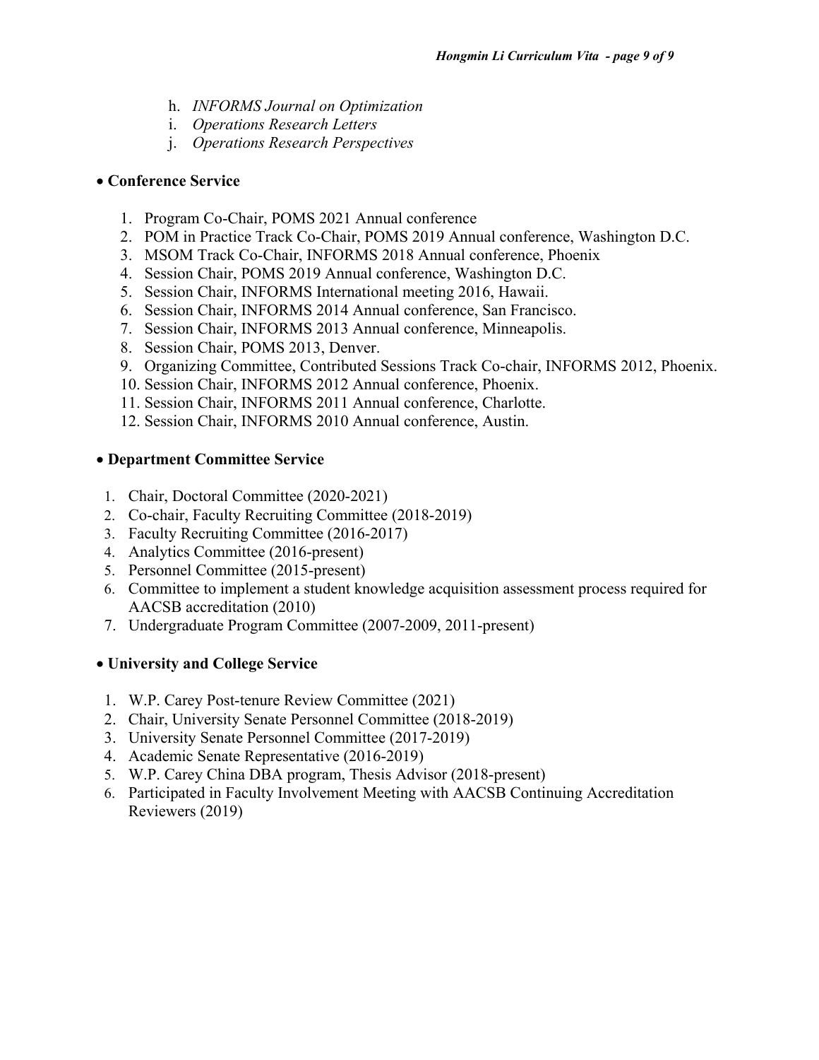h. *INFORMS Journal on Optimization*
i. *Operations Research Letters*
j. *Operations Research Perspectives*

- **Conference Service**

1. Program Co-Chair, POMS 2021 Annual conference
2. POM in Practice Track Co-Chair, POMS 2019 Annual conference, Washington D.C.
3. MSOM Track Co-Chair, INFORMS 2018 Annual conference, Phoenix
4. Session Chair, POMS 2019 Annual conference, Washington D.C.
5. Session Chair, INFORMS International meeting 2016, Hawaii.
6. Session Chair, INFORMS 2014 Annual conference, San Francisco.
7. Session Chair, INFORMS 2013 Annual conference, Minneapolis.
8. Session Chair, POMS 2013, Denver.
9. Organizing Committee, Contributed Sessions Track Co-chair, INFORMS 2012, Phoenix.
10. Session Chair, INFORMS 2012 Annual conference, Phoenix.
11. Session Chair, INFORMS 2011 Annual conference, Charlotte.
12. Session Chair, INFORMS 2010 Annual conference, Austin.

- **Department Committee Service**

1. Chair, Doctoral Committee (2020-2021)
2. Co-chair, Faculty Recruiting Committee (2018-2019)
3. Faculty Recruiting Committee (2016-2017)
4. Analytics Committee (2016-present)
5. Personnel Committee (2015-present)
6. Committee to implement a student knowledge acquisition assessment process required for AACSB accreditation (2010)
7. Undergraduate Program Committee (2007-2009, 2011-present)

- **University and College Service**

1. W.P. Carey Post-tenure Review Committee (2021)
2. Chair, University Senate Personnel Committee (2018-2019)
3. University Senate Personnel Committee (2017-2019)
4. Academic Senate Representative (2016-2019)
5. W.P. Carey China DBA program, Thesis Advisor (2018-present)
6. Participated in Faculty Involvement Meeting with AACSB Continuing Accreditation Reviewers (2019)